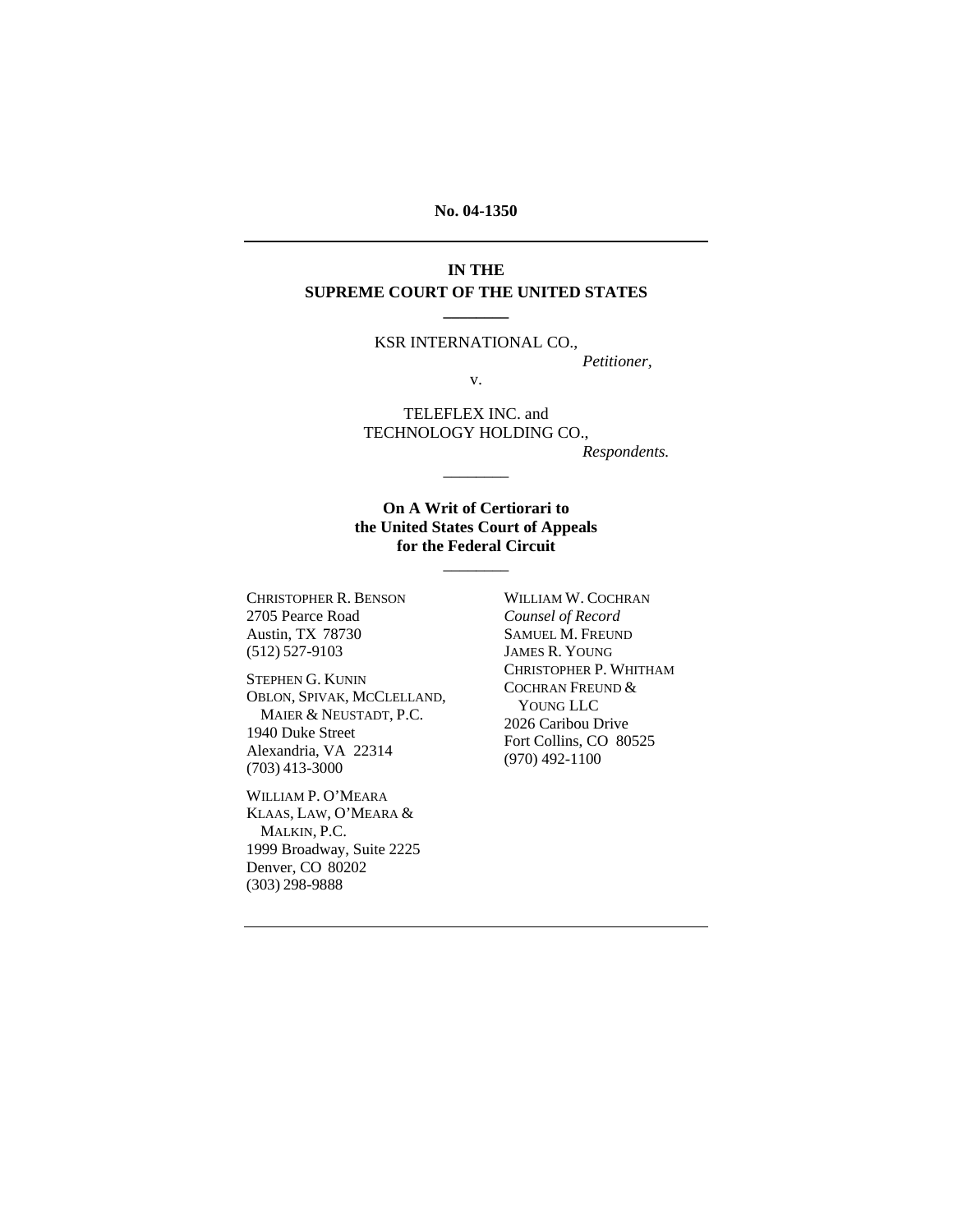**No. 04-1350**

---

**IN THE**
**SUPREME COURT OF THE UNITED STATES**

---

KSR INTERNATIONAL CO.,
*Petitioner*,

v.

TELEFLEX INC. and
TECHNOLOGY HOLDING CO.,
*Respondents.*

---

**On A Writ of Certiorari to**
**the United States Court of Appeals**
**for the Federal Circuit**

---

CHRISTOPHER R. BENSON
2705 Pearce Road
Austin, TX 78730
(512) 527-9103

STEPHEN G. KUNIN
OBLON, SPIVAK, MCCLELLAND,
MAIER & NEUSTADT, P.C.
1940 Duke Street
Alexandria, VA 22314
(703) 413-3000

WILLIAM P. O'MEARA
KLAAS, LAW, O'MEARA &
MALKIN, P.C.
1999 Broadway, Suite 2225
Denver, CO 80202
(303) 298-9888

WILLIAM W. COCHRAN
*Counsel of Record*
SAMUEL M. FREUND
JAMES R. YOUNG
CHRISTOPHER P. WHITHAM
COCHRAN FREUND &
YOUNG LLC
2026 Caribou Drive
Fort Collins, CO 80525
(970) 492-1100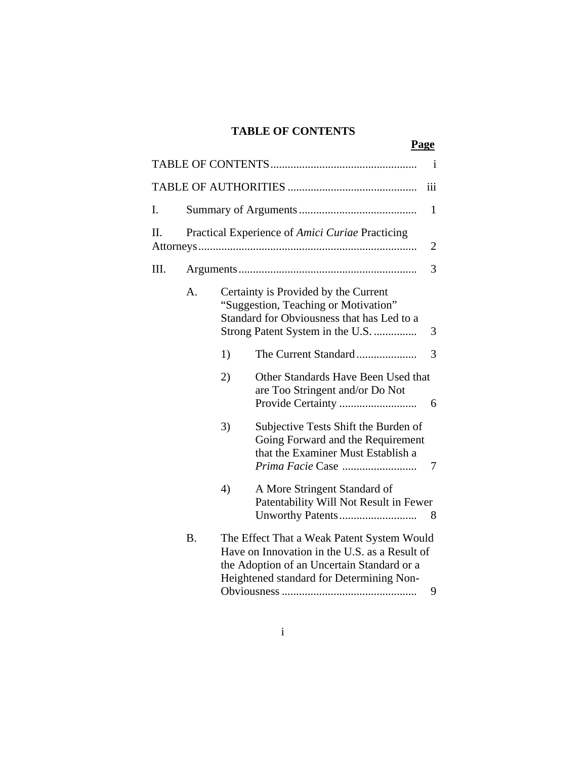# TABLE OF CONTENTS

| | Page |
|---|---|
| TABLE OF CONTENTS | i |
| TABLE OF AUTHORITIES | iii |
| I. Summary of Arguments | 1 |
| II. Practical Experience of *Amici Curiae* Practicing Attorneys | 2 |
| III. Arguments | 3 |
| A. Certainty is Provided by the Current "Suggestion, Teaching or Motivation" Standard for Obviousness that has Led to a Strong Patent System in the U.S. | 3 |
| 1) The Current Standard | 3 |
| 2) Other Standards Have Been Used that are Too Stringent and/or Do Not Provide Certainty | 6 |
| 3) Subjective Tests Shift the Burden of Going Forward and the Requirement that the Examiner Must Establish a *Prima Facie* Case | 7 |
| 4) A More Stringent Standard of Patentability Will Not Result in Fewer Unworthy Patents | 8 |
| B. The Effect That a Weak Patent System Would Have on Innovation in the U.S. as a Result of the Adoption of an Uncertain Standard or a Heightened standard for Determining Non-Obviousness | 9 |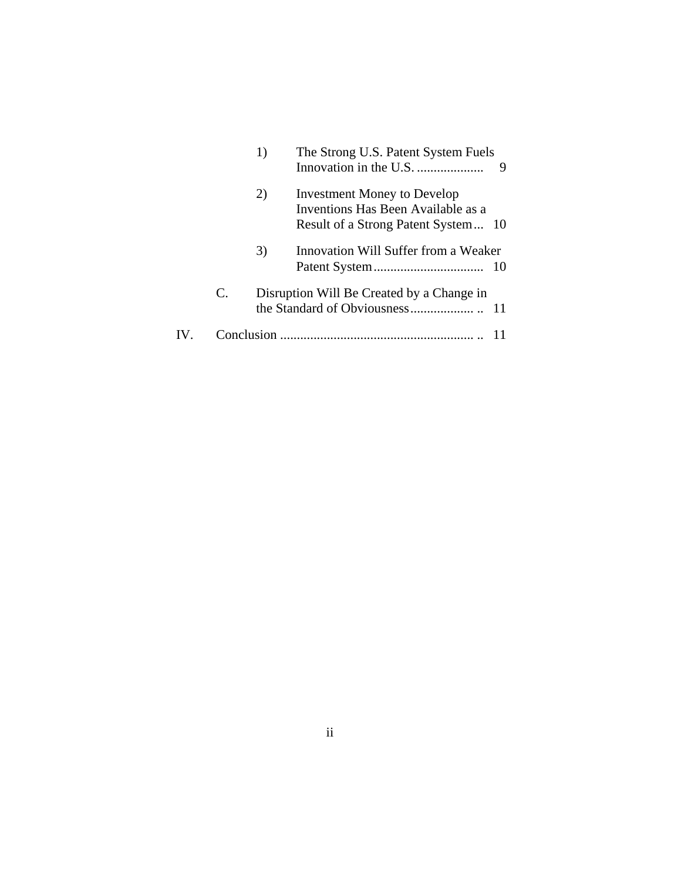| | | | |
|---|---|---|---|
| | 1) | The Strong U.S. Patent System Fuels Innovation in the U.S. .................... | 9 |
| | 2) | Investment Money to Develop Inventions Has Been Available as a Result of a Strong Patent System... | 10 |
| | 3) | Innovation Will Suffer from a Weaker Patent System................................. | 10 |
| C. | Disruption Will Be Created by a Change in the Standard of Obviousness................... .. | | 11 |

IV. Conclusion .......................................................... .. 11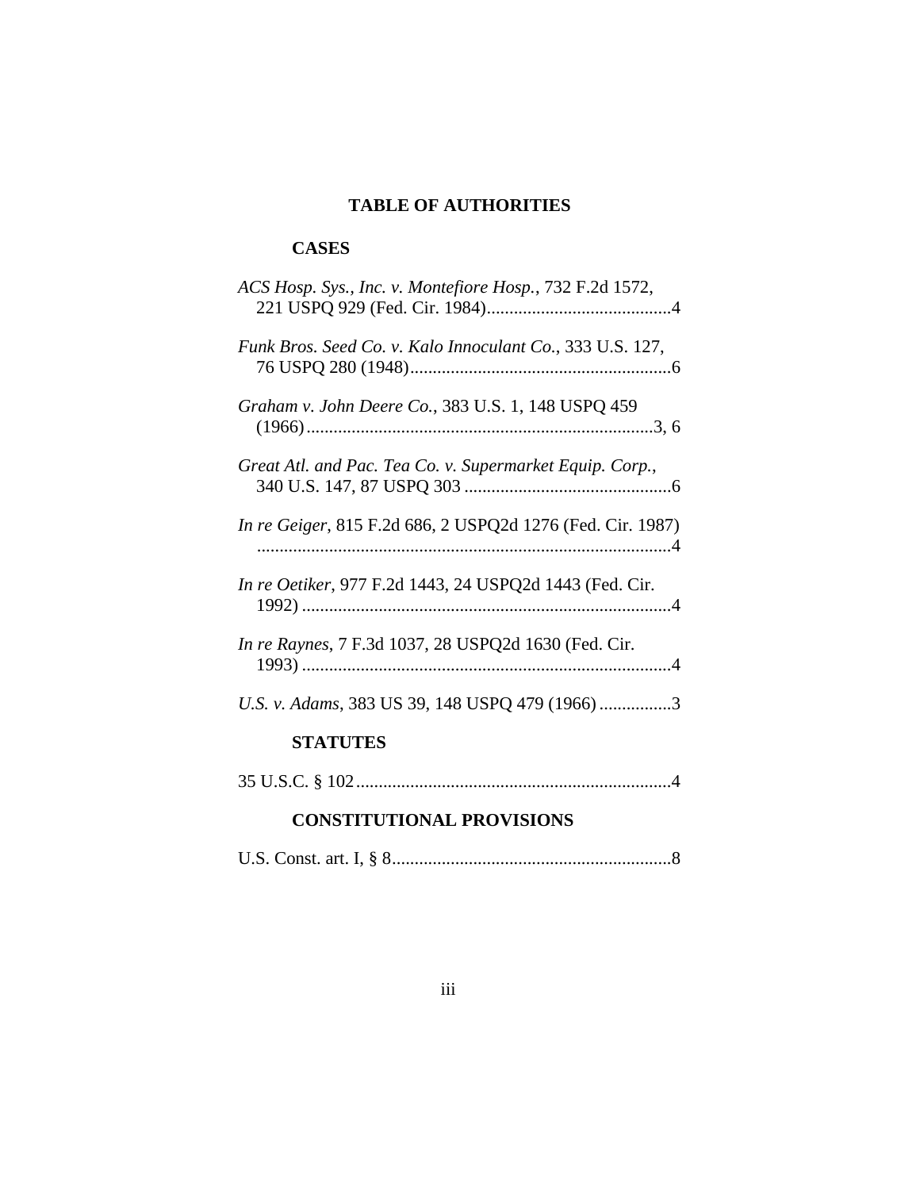# TABLE OF AUTHORITIES

## CASES

*ACS Hosp. Sys., Inc. v. Montefiore Hosp.*, 732 F.2d 1572, 221 USPQ 929 (Fed. Cir. 1984).........................................4

*Funk Bros. Seed Co. v. Kalo Innoculant Co.*, 333 U.S. 127, 76 USPQ 280 (1948)..........................................................6

*Graham v. John Deere Co.*, 383 U.S. 1, 148 USPQ 459 (1966)............................................................................3, 6

*Great Atl. and Pac. Tea Co. v. Supermarket Equip. Corp.*, 340 U.S. 147, 87 USPQ 303 .............................................6

*In re Geiger*, 815 F.2d 686, 2 USPQ2d 1276 (Fed. Cir. 1987) ...........................................................................................4

*In re Oetiker*, 977 F.2d 1443, 24 USPQ2d 1443 (Fed. Cir. 1992) .................................................................................4

*In re Raynes*, 7 F.3d 1037, 28 USPQ2d 1630 (Fed. Cir. 1993) .................................................................................4

*U.S. v. Adams*, 383 US 39, 148 USPQ 479 (1966) ................3

## STATUTES

35 U.S.C. § 102.....................................................................4

## CONSTITUTIONAL PROVISIONS

U.S. Const. art. I, § 8.............................................................8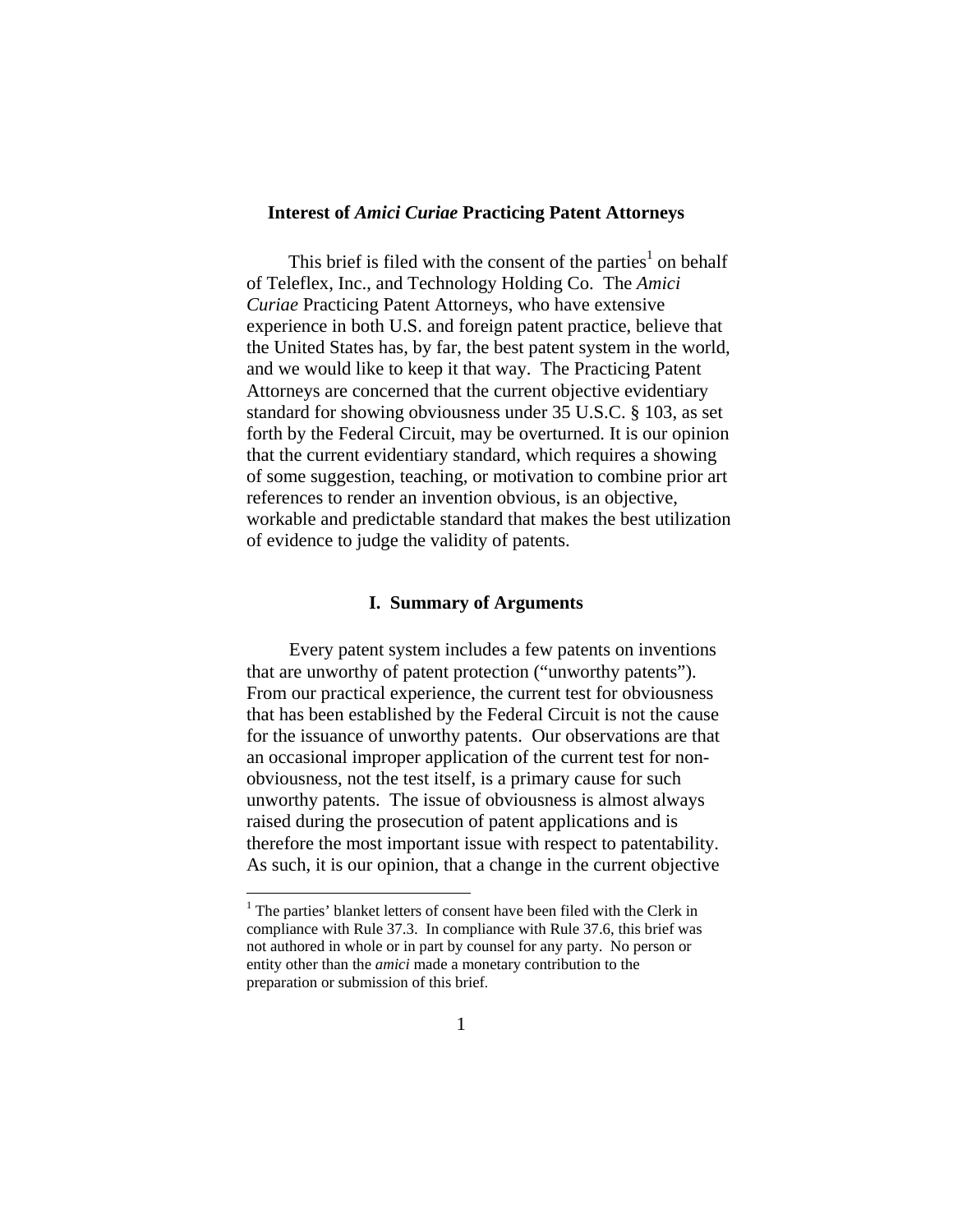## Interest of *Amici Curiae* Practicing Patent Attorneys

This brief is filed with the consent of the parties[1] on behalf of Teleflex, Inc., and Technology Holding Co. The *Amici Curiae* Practicing Patent Attorneys, who have extensive experience in both U.S. and foreign patent practice, believe that the United States has, by far, the best patent system in the world, and we would like to keep it that way. The Practicing Patent Attorneys are concerned that the current objective evidentiary standard for showing obviousness under 35 U.S.C. § 103, as set forth by the Federal Circuit, may be overturned. It is our opinion that the current evidentiary standard, which requires a showing of some suggestion, teaching, or motivation to combine prior art references to render an invention obvious, is an objective, workable and predictable standard that makes the best utilization of evidence to judge the validity of patents.

## I. Summary of Arguments

Every patent system includes a few patents on inventions that are unworthy of patent protection ("unworthy patents"). From our practical experience, the current test for obviousness that has been established by the Federal Circuit is not the cause for the issuance of unworthy patents. Our observations are that an occasional improper application of the current test for non-obviousness, not the test itself, is a primary cause for such unworthy patents. The issue of obviousness is almost always raised during the prosecution of patent applications and is therefore the most important issue with respect to patentability. As such, it is our opinion, that a change in the current objective

[1] The parties' blanket letters of consent have been filed with the Clerk in compliance with Rule 37.3. In compliance with Rule 37.6, this brief was not authored in whole or in part by counsel for any party. No person or entity other than the *amici* made a monetary contribution to the preparation or submission of this brief.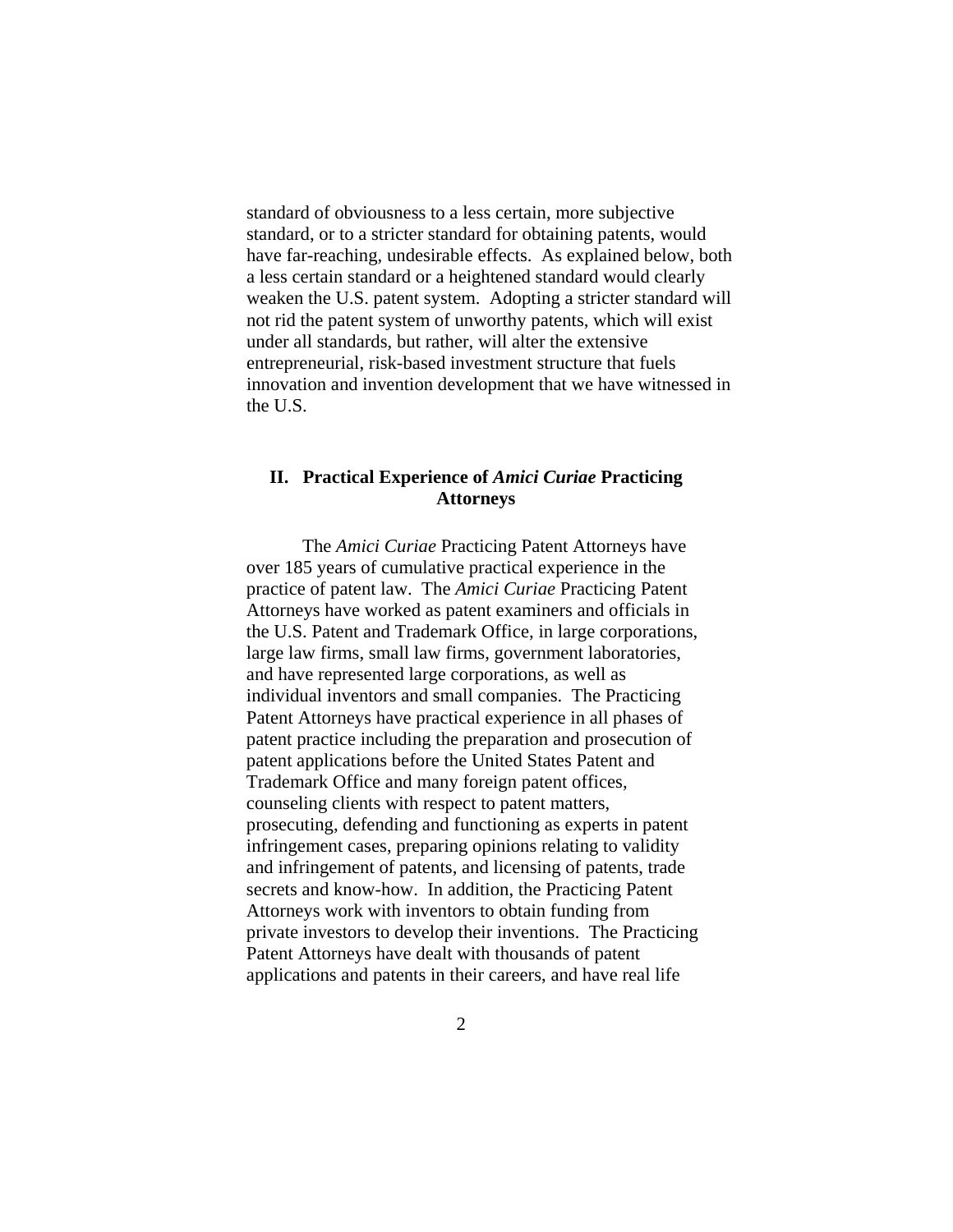standard of obviousness to a less certain, more subjective standard, or to a stricter standard for obtaining patents, would have far-reaching, undesirable effects. As explained below, both a less certain standard or a heightened standard would clearly weaken the U.S. patent system. Adopting a stricter standard will not rid the patent system of unworthy patents, which will exist under all standards, but rather, will alter the extensive entrepreneurial, risk-based investment structure that fuels innovation and invention development that we have witnessed in the U.S.

## II. Practical Experience of *Amici Curiae* Practicing Attorneys

The *Amici Curiae* Practicing Patent Attorneys have over 185 years of cumulative practical experience in the practice of patent law. The *Amici Curiae* Practicing Patent Attorneys have worked as patent examiners and officials in the U.S. Patent and Trademark Office, in large corporations, large law firms, small law firms, government laboratories, and have represented large corporations, as well as individual inventors and small companies. The Practicing Patent Attorneys have practical experience in all phases of patent practice including the preparation and prosecution of patent applications before the United States Patent and Trademark Office and many foreign patent offices, counseling clients with respect to patent matters, prosecuting, defending and functioning as experts in patent infringement cases, preparing opinions relating to validity and infringement of patents, and licensing of patents, trade secrets and know-how. In addition, the Practicing Patent Attorneys work with inventors to obtain funding from private investors to develop their inventions. The Practicing Patent Attorneys have dealt with thousands of patent applications and patents in their careers, and have real life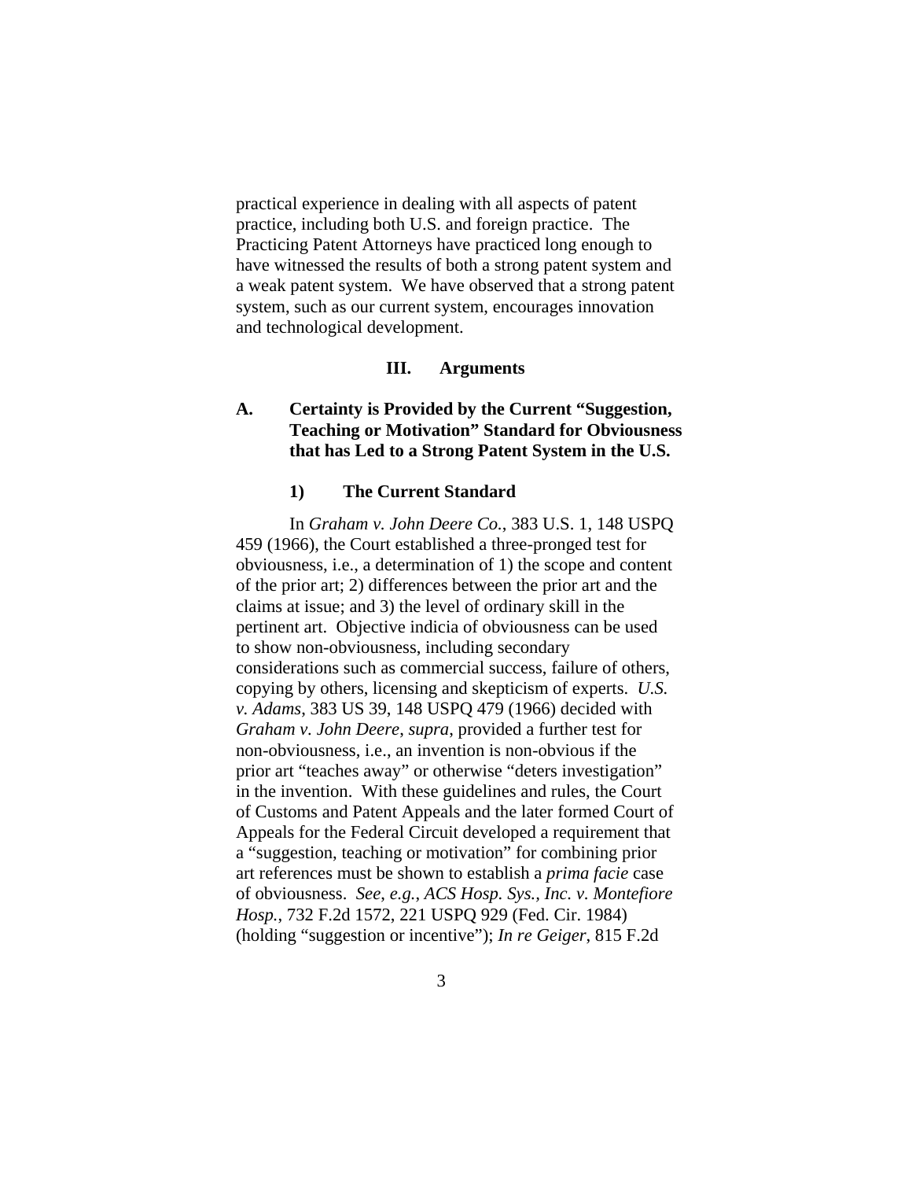practical experience in dealing with all aspects of patent practice, including both U.S. and foreign practice. The Practicing Patent Attorneys have practiced long enough to have witnessed the results of both a strong patent system and a weak patent system. We have observed that a strong patent system, such as our current system, encourages innovation and technological development.

## III. Arguments

### A. Certainty is Provided by the Current "Suggestion, Teaching or Motivation" Standard for Obviousness that has Led to a Strong Patent System in the U.S.

#### 1) The Current Standard

In *Graham v. John Deere Co.*, 383 U.S. 1, 148 USPQ 459 (1966), the Court established a three-pronged test for obviousness, i.e., a determination of 1) the scope and content of the prior art; 2) differences between the prior art and the claims at issue; and 3) the level of ordinary skill in the pertinent art. Objective indicia of obviousness can be used to show non-obviousness, including secondary considerations such as commercial success, failure of others, copying by others, licensing and skepticism of experts. *U.S. v. Adams*, 383 US 39, 148 USPQ 479 (1966) decided with *Graham v. John Deere*, *supra*, provided a further test for non-obviousness, i.e., an invention is non-obvious if the prior art "teaches away" or otherwise "deters investigation" in the invention. With these guidelines and rules, the Court of Customs and Patent Appeals and the later formed Court of Appeals for the Federal Circuit developed a requirement that a "suggestion, teaching or motivation" for combining prior art references must be shown to establish a *prima facie* case of obviousness. *See, e.g., ACS Hosp. Sys., Inc. v. Montefiore Hosp.*, 732 F.2d 1572, 221 USPQ 929 (Fed. Cir. 1984) (holding "suggestion or incentive"); *In re Geiger*, 815 F.2d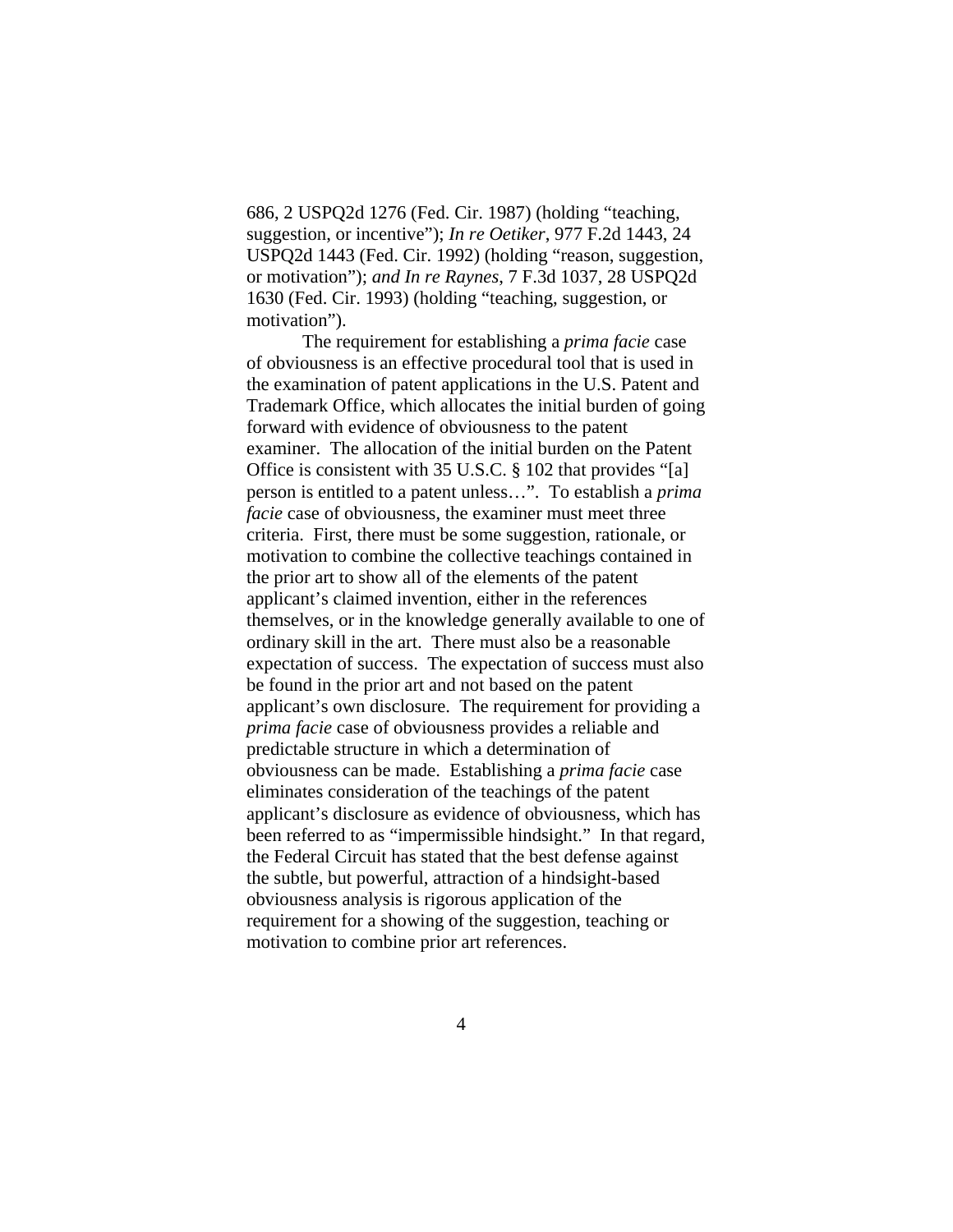686, 2 USPQ2d 1276 (Fed. Cir. 1987) (holding "teaching, suggestion, or incentive"); *In re Oetiker*, 977 F.2d 1443, 24 USPQ2d 1443 (Fed. Cir. 1992) (holding "reason, suggestion, or motivation"); *and In re Raynes*, 7 F.3d 1037, 28 USPQ2d 1630 (Fed. Cir. 1993) (holding "teaching, suggestion, or motivation").

The requirement for establishing a *prima facie* case of obviousness is an effective procedural tool that is used in the examination of patent applications in the U.S. Patent and Trademark Office, which allocates the initial burden of going forward with evidence of obviousness to the patent examiner. The allocation of the initial burden on the Patent Office is consistent with 35 U.S.C. § 102 that provides "[a] person is entitled to a patent unless…". To establish a *prima facie* case of obviousness, the examiner must meet three criteria. First, there must be some suggestion, rationale, or motivation to combine the collective teachings contained in the prior art to show all of the elements of the patent applicant's claimed invention, either in the references themselves, or in the knowledge generally available to one of ordinary skill in the art. There must also be a reasonable expectation of success. The expectation of success must also be found in the prior art and not based on the patent applicant's own disclosure. The requirement for providing a *prima facie* case of obviousness provides a reliable and predictable structure in which a determination of obviousness can be made. Establishing a *prima facie* case eliminates consideration of the teachings of the patent applicant's disclosure as evidence of obviousness, which has been referred to as "impermissible hindsight." In that regard, the Federal Circuit has stated that the best defense against the subtle, but powerful, attraction of a hindsight-based obviousness analysis is rigorous application of the requirement for a showing of the suggestion, teaching or motivation to combine prior art references.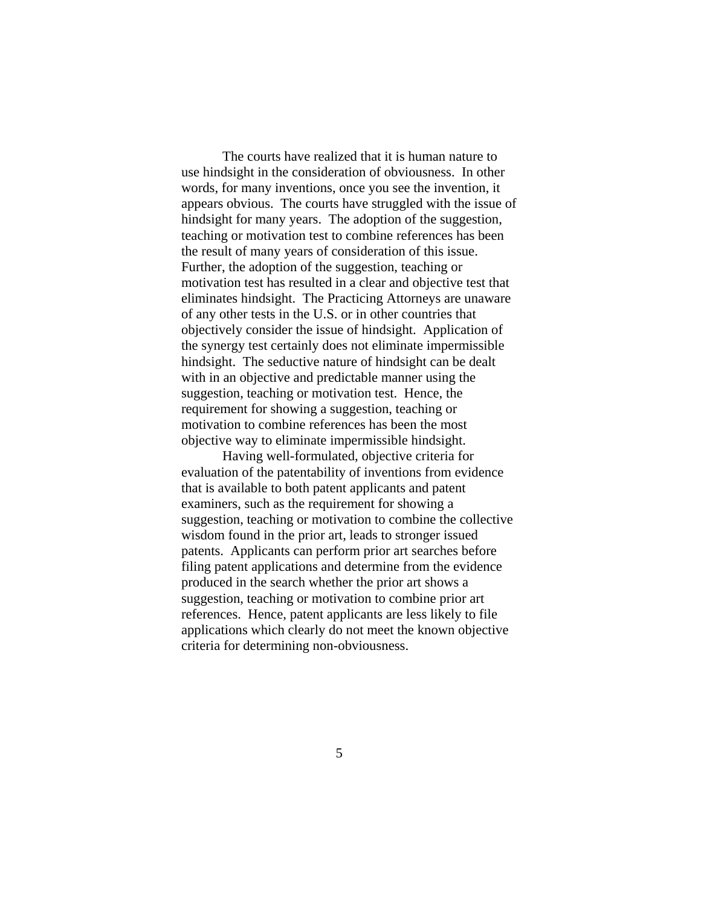The courts have realized that it is human nature to use hindsight in the consideration of obviousness. In other words, for many inventions, once you see the invention, it appears obvious. The courts have struggled with the issue of hindsight for many years. The adoption of the suggestion, teaching or motivation test to combine references has been the result of many years of consideration of this issue. Further, the adoption of the suggestion, teaching or motivation test has resulted in a clear and objective test that eliminates hindsight. The Practicing Attorneys are unaware of any other tests in the U.S. or in other countries that objectively consider the issue of hindsight. Application of the synergy test certainly does not eliminate impermissible hindsight. The seductive nature of hindsight can be dealt with in an objective and predictable manner using the suggestion, teaching or motivation test. Hence, the requirement for showing a suggestion, teaching or motivation to combine references has been the most objective way to eliminate impermissible hindsight.

Having well-formulated, objective criteria for evaluation of the patentability of inventions from evidence that is available to both patent applicants and patent examiners, such as the requirement for showing a suggestion, teaching or motivation to combine the collective wisdom found in the prior art, leads to stronger issued patents. Applicants can perform prior art searches before filing patent applications and determine from the evidence produced in the search whether the prior art shows a suggestion, teaching or motivation to combine prior art references. Hence, patent applicants are less likely to file applications which clearly do not meet the known objective criteria for determining non-obviousness.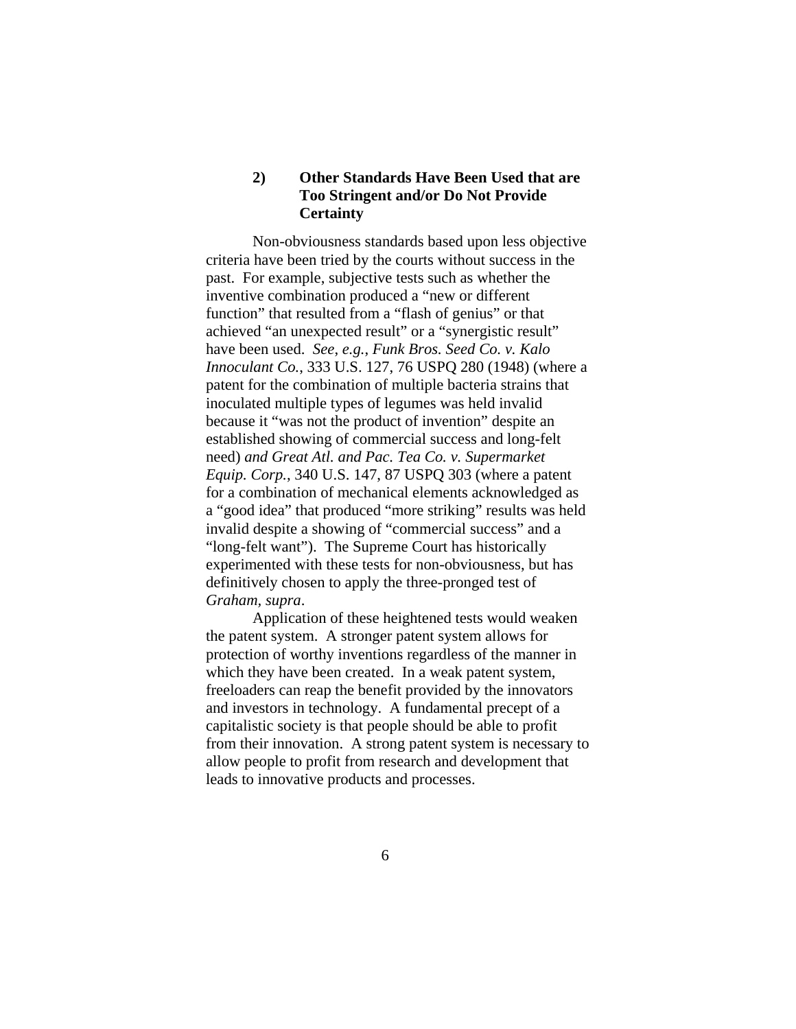### 2) Other Standards Have Been Used that are Too Stringent and/or Do Not Provide Certainty

Non-obviousness standards based upon less objective criteria have been tried by the courts without success in the past. For example, subjective tests such as whether the inventive combination produced a "new or different function" that resulted from a "flash of genius" or that achieved "an unexpected result" or a "synergistic result" have been used. *See, e.g.*, *Funk Bros. Seed Co. v. Kalo Innoculant Co.*, 333 U.S. 127, 76 USPQ 280 (1948) (where a patent for the combination of multiple bacteria strains that inoculated multiple types of legumes was held invalid because it "was not the product of invention" despite an established showing of commercial success and long-felt need) *and Great Atl. and Pac. Tea Co. v. Supermarket Equip. Corp.*, 340 U.S. 147, 87 USPQ 303 (where a patent for a combination of mechanical elements acknowledged as a "good idea" that produced "more striking" results was held invalid despite a showing of "commercial success" and a "long-felt want"). The Supreme Court has historically experimented with these tests for non-obviousness, but has definitively chosen to apply the three-pronged test of *Graham, supra*.

Application of these heightened tests would weaken the patent system. A stronger patent system allows for protection of worthy inventions regardless of the manner in which they have been created. In a weak patent system, freeloaders can reap the benefit provided by the innovators and investors in technology. A fundamental precept of a capitalistic society is that people should be able to profit from their innovation. A strong patent system is necessary to allow people to profit from research and development that leads to innovative products and processes.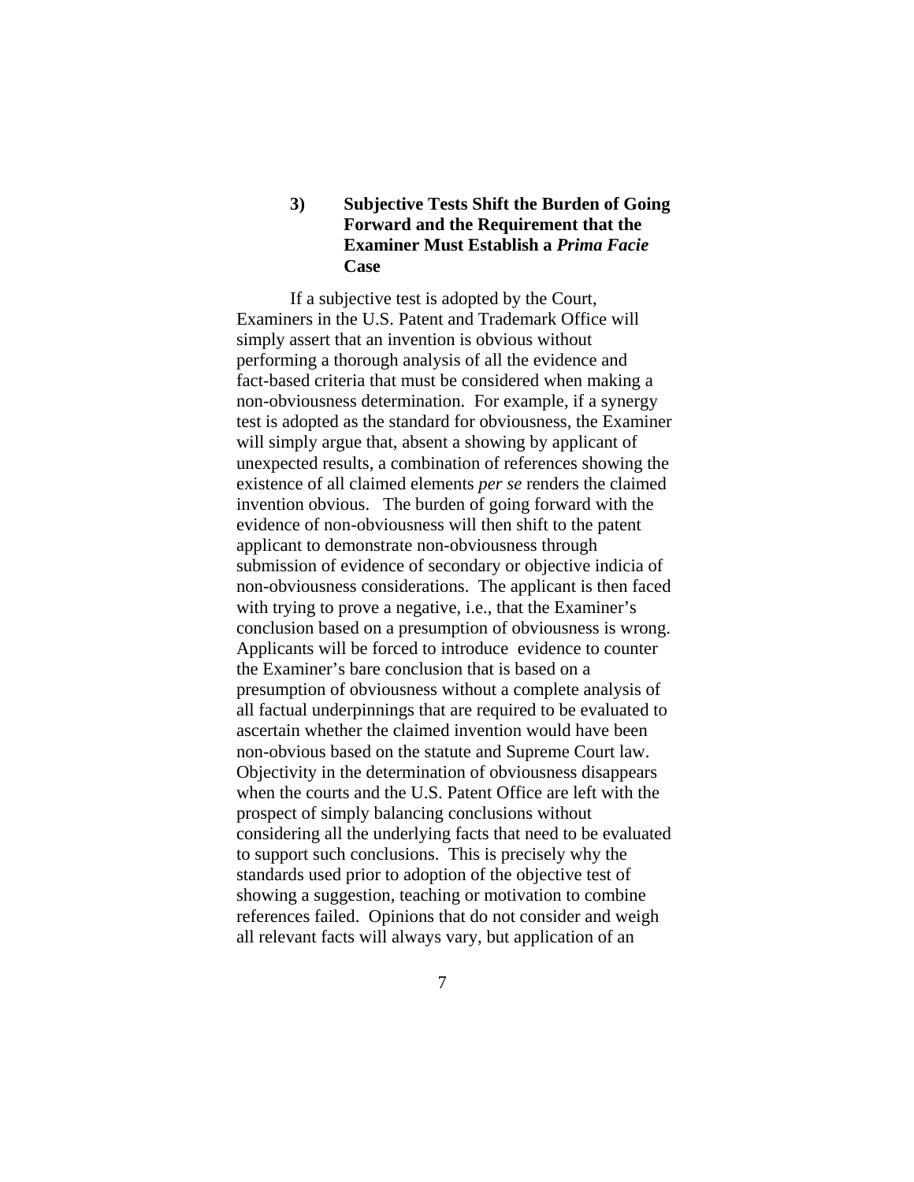### 3) Subjective Tests Shift the Burden of Going Forward and the Requirement that the Examiner Must Establish a *Prima Facie* Case

If a subjective test is adopted by the Court, Examiners in the U.S. Patent and Trademark Office will simply assert that an invention is obvious without performing a thorough analysis of all the evidence and fact-based criteria that must be considered when making a non-obviousness determination. For example, if a synergy test is adopted as the standard for obviousness, the Examiner will simply argue that, absent a showing by applicant of unexpected results, a combination of references showing the existence of all claimed elements *per se* renders the claimed invention obvious. The burden of going forward with the evidence of non-obviousness will then shift to the patent applicant to demonstrate non-obviousness through submission of evidence of secondary or objective indicia of non-obviousness considerations. The applicant is then faced with trying to prove a negative, i.e., that the Examiner's conclusion based on a presumption of obviousness is wrong. Applicants will be forced to introduce evidence to counter the Examiner's bare conclusion that is based on a presumption of obviousness without a complete analysis of all factual underpinnings that are required to be evaluated to ascertain whether the claimed invention would have been non-obvious based on the statute and Supreme Court law. Objectivity in the determination of obviousness disappears when the courts and the U.S. Patent Office are left with the prospect of simply balancing conclusions without considering all the underlying facts that need to be evaluated to support such conclusions. This is precisely why the standards used prior to adoption of the objective test of showing a suggestion, teaching or motivation to combine references failed. Opinions that do not consider and weigh all relevant facts will always vary, but application of an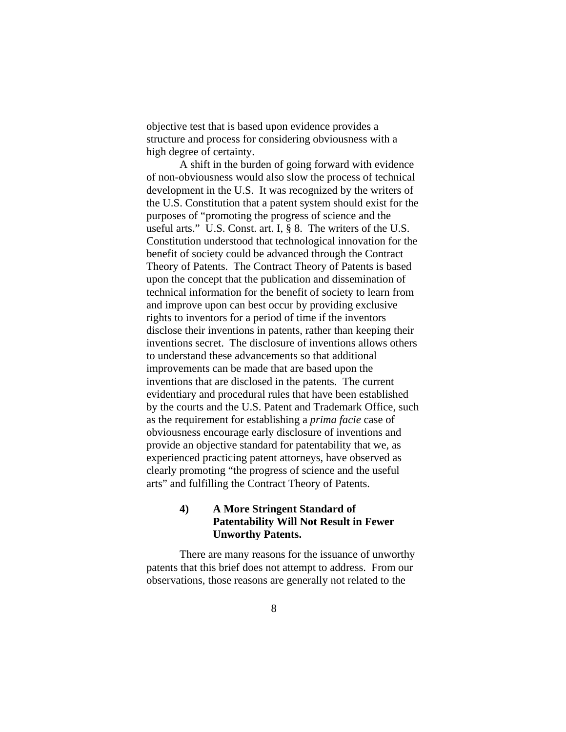objective test that is based upon evidence provides a structure and process for considering obviousness with a high degree of certainty.

A shift in the burden of going forward with evidence of non-obviousness would also slow the process of technical development in the U.S. It was recognized by the writers of the U.S. Constitution that a patent system should exist for the purposes of "promoting the progress of science and the useful arts." U.S. Const. art. I, § 8. The writers of the U.S. Constitution understood that technological innovation for the benefit of society could be advanced through the Contract Theory of Patents. The Contract Theory of Patents is based upon the concept that the publication and dissemination of technical information for the benefit of society to learn from and improve upon can best occur by providing exclusive rights to inventors for a period of time if the inventors disclose their inventions in patents, rather than keeping their inventions secret. The disclosure of inventions allows others to understand these advancements so that additional improvements can be made that are based upon the inventions that are disclosed in the patents. The current evidentiary and procedural rules that have been established by the courts and the U.S. Patent and Trademark Office, such as the requirement for establishing a *prima facie* case of obviousness encourage early disclosure of inventions and provide an objective standard for patentability that we, as experienced practicing patent attorneys, have observed as clearly promoting "the progress of science and the useful arts" and fulfilling the Contract Theory of Patents.

**4) A More Stringent Standard of Patentability Will Not Result in Fewer Unworthy Patents.**

There are many reasons for the issuance of unworthy patents that this brief does not attempt to address. From our observations, those reasons are generally not related to the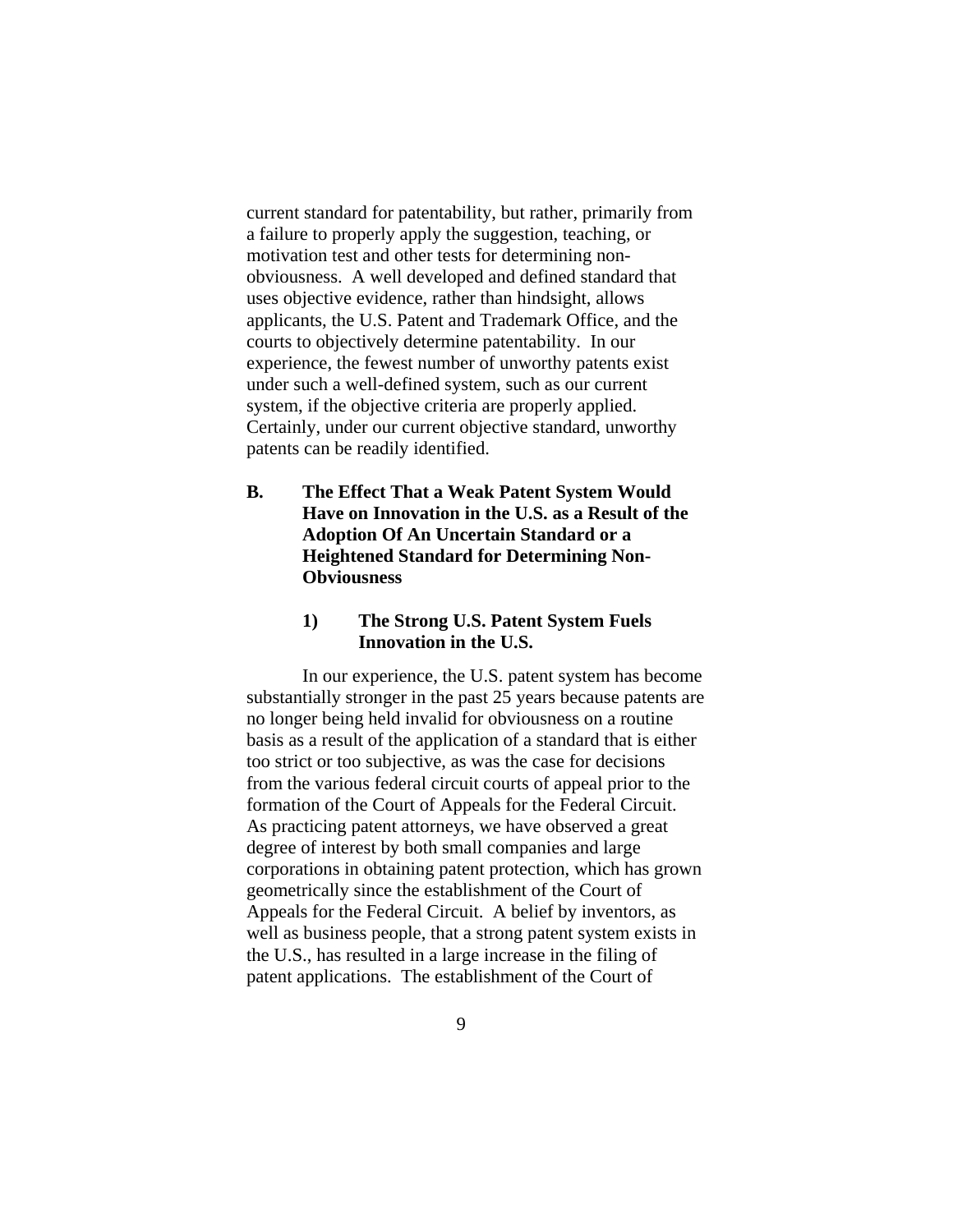current standard for patentability, but rather, primarily from a failure to properly apply the suggestion, teaching, or motivation test and other tests for determining non-obviousness. A well developed and defined standard that uses objective evidence, rather than hindsight, allows applicants, the U.S. Patent and Trademark Office, and the courts to objectively determine patentability. In our experience, the fewest number of unworthy patents exist under such a well-defined system, such as our current system, if the objective criteria are properly applied. Certainly, under our current objective standard, unworthy patents can be readily identified.

## B. The Effect That a Weak Patent System Would Have on Innovation in the U.S. as a Result of the Adoption Of An Uncertain Standard or a Heightened Standard for Determining Non-Obviousness

### 1) The Strong U.S. Patent System Fuels Innovation in the U.S.

In our experience, the U.S. patent system has become substantially stronger in the past 25 years because patents are no longer being held invalid for obviousness on a routine basis as a result of the application of a standard that is either too strict or too subjective, as was the case for decisions from the various federal circuit courts of appeal prior to the formation of the Court of Appeals for the Federal Circuit. As practicing patent attorneys, we have observed a great degree of interest by both small companies and large corporations in obtaining patent protection, which has grown geometrically since the establishment of the Court of Appeals for the Federal Circuit. A belief by inventors, as well as business people, that a strong patent system exists in the U.S., has resulted in a large increase in the filing of patent applications. The establishment of the Court of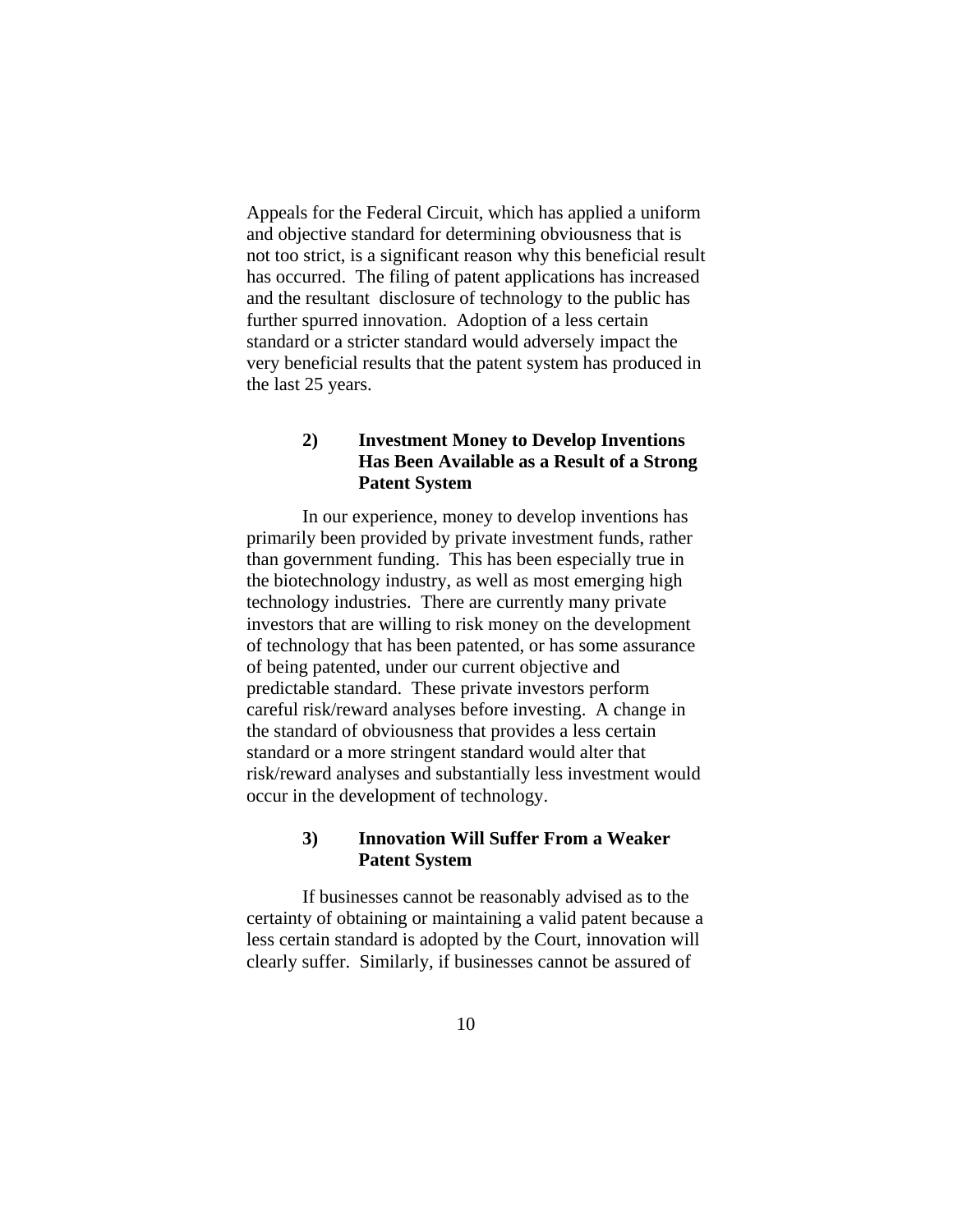Appeals for the Federal Circuit, which has applied a uniform and objective standard for determining obviousness that is not too strict, is a significant reason why this beneficial result has occurred. The filing of patent applications has increased and the resultant disclosure of technology to the public has further spurred innovation. Adoption of a less certain standard or a stricter standard would adversely impact the very beneficial results that the patent system has produced in the last 25 years.

### 2) Investment Money to Develop Inventions Has Been Available as a Result of a Strong Patent System

In our experience, money to develop inventions has primarily been provided by private investment funds, rather than government funding. This has been especially true in the biotechnology industry, as well as most emerging high technology industries. There are currently many private investors that are willing to risk money on the development of technology that has been patented, or has some assurance of being patented, under our current objective and predictable standard. These private investors perform careful risk/reward analyses before investing. A change in the standard of obviousness that provides a less certain standard or a more stringent standard would alter that risk/reward analyses and substantially less investment would occur in the development of technology.

### 3) Innovation Will Suffer From a Weaker Patent System

If businesses cannot be reasonably advised as to the certainty of obtaining or maintaining a valid patent because a less certain standard is adopted by the Court, innovation will clearly suffer. Similarly, if businesses cannot be assured of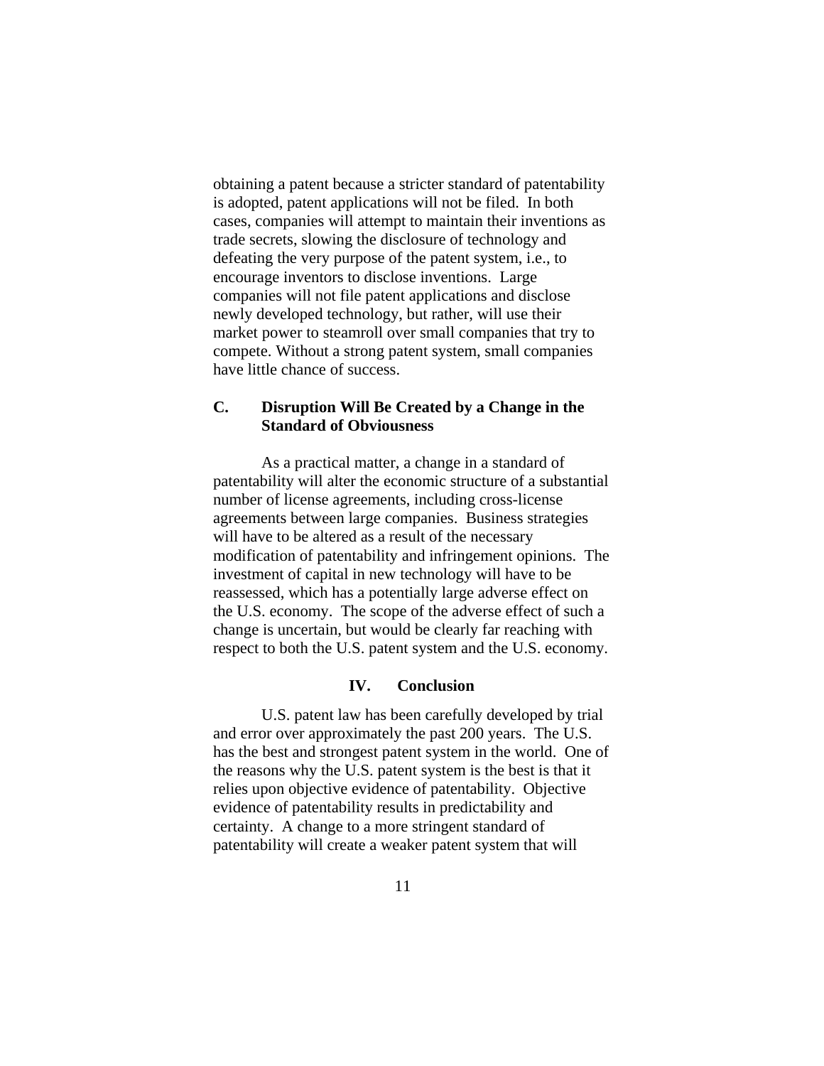obtaining a patent because a stricter standard of patentability is adopted, patent applications will not be filed. In both cases, companies will attempt to maintain their inventions as trade secrets, slowing the disclosure of technology and defeating the very purpose of the patent system, i.e., to encourage inventors to disclose inventions. Large companies will not file patent applications and disclose newly developed technology, but rather, will use their market power to steamroll over small companies that try to compete. Without a strong patent system, small companies have little chance of success.

### C. Disruption Will Be Created by a Change in the Standard of Obviousness

As a practical matter, a change in a standard of patentability will alter the economic structure of a substantial number of license agreements, including cross-license agreements between large companies. Business strategies will have to be altered as a result of the necessary modification of patentability and infringement opinions. The investment of capital in new technology will have to be reassessed, which has a potentially large adverse effect on the U.S. economy. The scope of the adverse effect of such a change is uncertain, but would be clearly far reaching with respect to both the U.S. patent system and the U.S. economy.

## IV. Conclusion

U.S. patent law has been carefully developed by trial and error over approximately the past 200 years. The U.S. has the best and strongest patent system in the world. One of the reasons why the U.S. patent system is the best is that it relies upon objective evidence of patentability. Objective evidence of patentability results in predictability and certainty. A change to a more stringent standard of patentability will create a weaker patent system that will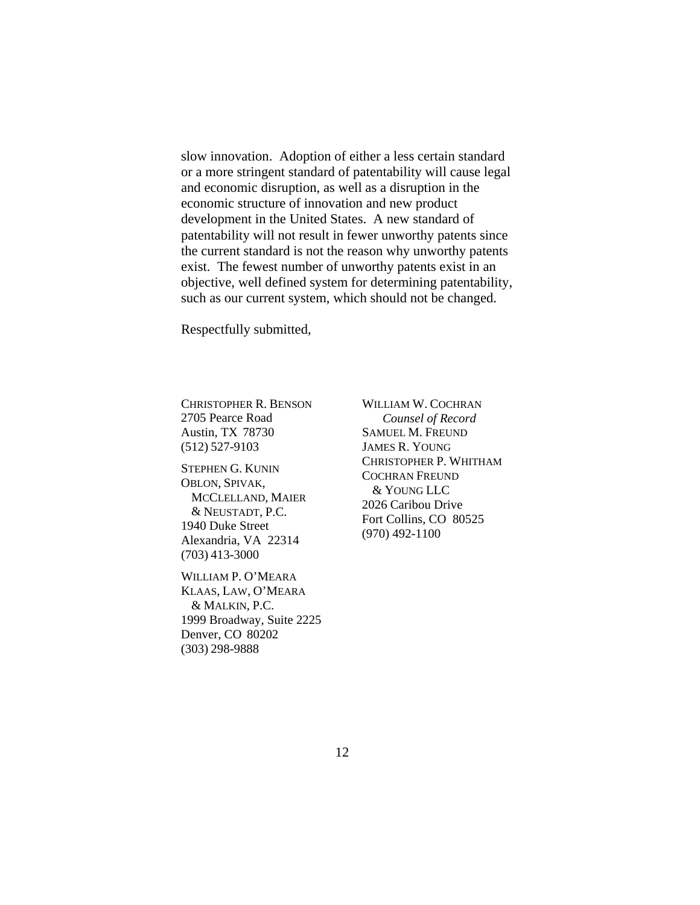slow innovation. Adoption of either a less certain standard or a more stringent standard of patentability will cause legal and economic disruption, as well as a disruption in the economic structure of innovation and new product development in the United States. A new standard of patentability will not result in fewer unworthy patents since the current standard is not the reason why unworthy patents exist. The fewest number of unworthy patents exist in an objective, well defined system for determining patentability, such as our current system, which should not be changed.

Respectfully submitted,

CHRISTOPHER R. BENSON
2705 Pearce Road
Austin, TX 78730
(512) 527-9103

STEPHEN G. KUNIN
OBLON, SPIVAK,
MCCLELLAND, MAIER
& NEUSTADT, P.C.
1940 Duke Street
Alexandria, VA 22314
(703) 413-3000

WILLIAM P. O'MEARA
KLAAS, LAW, O'MEARA
& MALKIN, P.C.
1999 Broadway, Suite 2225
Denver, CO 80202
(303) 298-9888

WILLIAM W. COCHRAN
*Counsel of Record*
SAMUEL M. FREUND
JAMES R. YOUNG
CHRISTOPHER P. WHITHAM
COCHRAN FREUND
& YOUNG LLC
2026 Caribou Drive
Fort Collins, CO 80525
(970) 492-1100